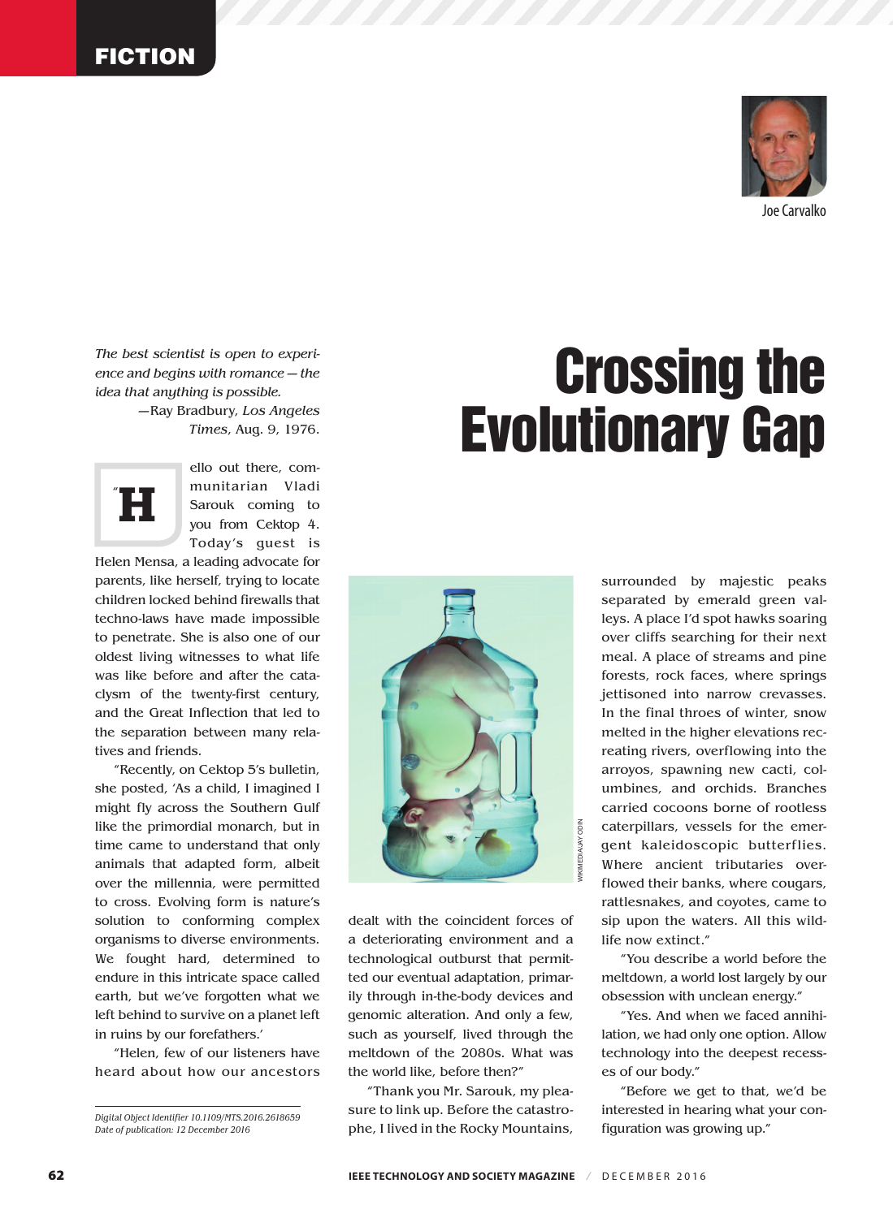FICTION

Joe Carvalko

# Crossing the Evolutionary Gap

*The best scientist is open to experience and begins with romance — the idea that anything is possible.*
—Ray Bradbury, *Los Angeles Times*, Aug. 9, 1976.

"Hello out there, communitarian Vladi Sarouk coming to you from Cektop 4. Today's guest is Helen Mensa, a leading advocate for parents, like herself, trying to locate children locked behind firewalls that techno-laws have made impossible to penetrate. She is also one of our oldest living witnesses to what life was like before and after the cataclysm of the twenty-first century, and the Great Inflection that led to the separation between many relatives and friends.

"Recently, on Cektop 5's bulletin, she posted, 'As a child, I imagined I might fly across the Southern Gulf like the primordial monarch, but in time came to understand that only animals that adapted form, albeit over the millennia, were permitted to cross. Evolving form is nature's solution to conforming complex organisms to diverse environments. We fought hard, determined to endure in this intricate space called earth, but we've forgotten what we left behind to survive on a planet left in ruins by our forefathers.'

"Helen, few of our listeners have heard about how our ancestors dealt with the coincident forces of a deteriorating environment and a technological outburst that permitted our eventual adaptation, primarily through in-the-body devices and genomic alteration. And only a few, such as yourself, lived through the meltdown of the 2080s. What was the world like, before then?"

"Thank you Mr. Sarouk, my pleasure to link up. Before the catastrophe, I lived in the Rocky Mountains, surrounded by majestic peaks separated by emerald green valleys. A place I'd spot hawks soaring over cliffs searching for their next meal. A place of streams and pine forests, rock faces, where springs jettisoned into narrow crevasses. In the final throes of winter, snow melted in the higher elevations recreating rivers, overflowing into the arroyos, spawning new cacti, columbines, and orchids. Branches carried cocoons borne of rootless caterpillars, vessels for the emergent kaleidoscopic butterflies. Where ancient tributaries overflowed their banks, where cougars, rattlesnakes, and coyotes, came to sip upon the waters. All this wildlife now extinct."

"You describe a world before the meltdown, a world lost largely by our obsession with unclean energy."

"Yes. And when we faced annihilation, we had only one option. Allow technology into the deepest recesses of our body."

"Before we get to that, we'd be interested in hearing what your configuration was growing up."

*Digital Object Identifier 10.1109/MTS.2016.2618659*
*Date of publication: 12 December 2016*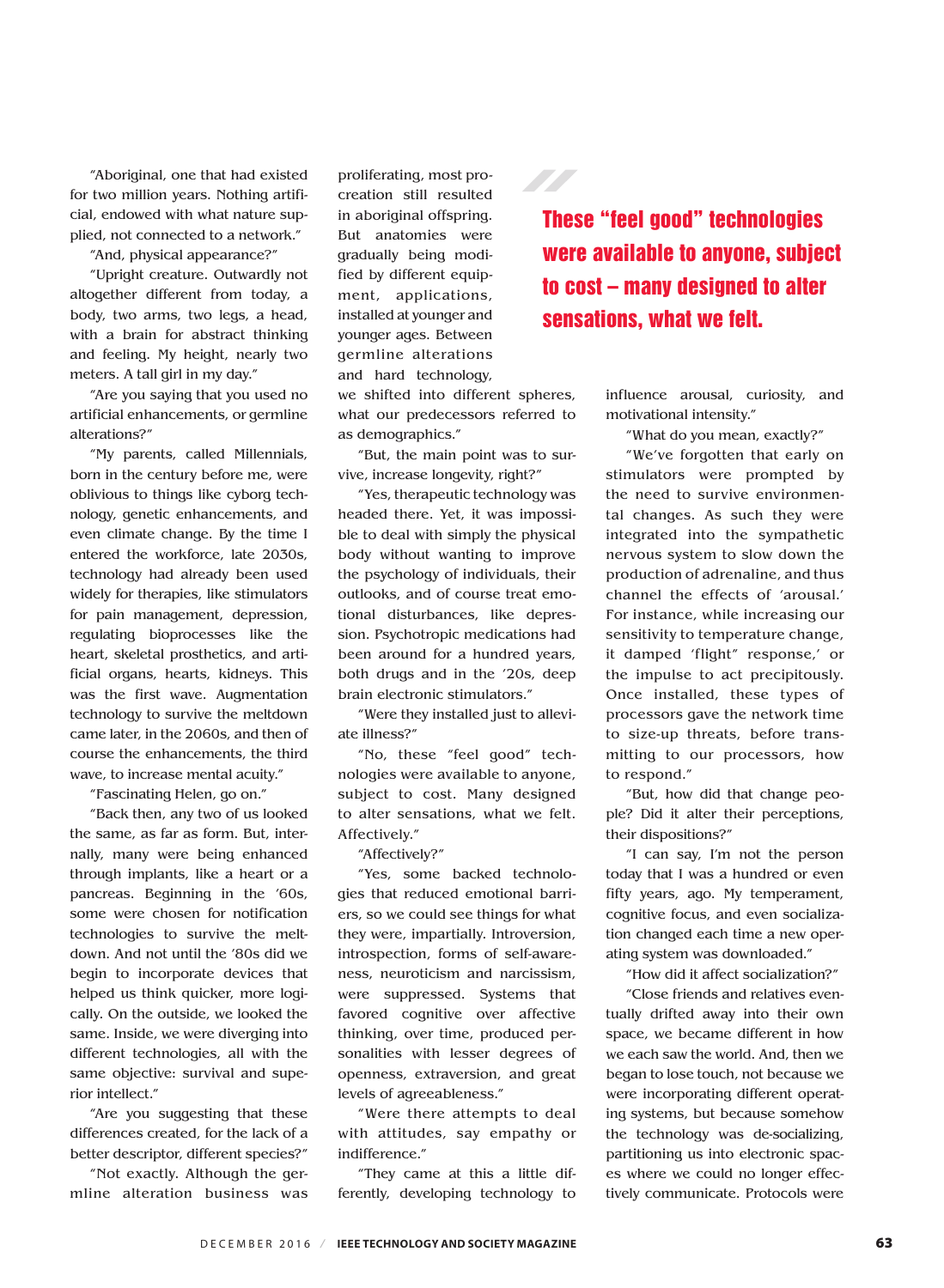"Aboriginal, one that had existed for two million years. Nothing artificial, endowed with what nature supplied, not connected to a network."

"And, physical appearance?"

"Upright creature. Outwardly not altogether different from today, a body, two arms, two legs, a head, with a brain for abstract thinking and feeling. My height, nearly two meters. A tall girl in my day."

"Are you saying that you used no artificial enhancements, or germline alterations?"

"My parents, called Millennials, born in the century before me, were oblivious to things like cyborg technology, genetic enhancements, and even climate change. By the time I entered the workforce, late 2030s, technology had already been used widely for therapies, like stimulators for pain management, depression, regulating bioprocesses like the heart, skeletal prosthetics, and artificial organs, hearts, kidneys. This was the first wave. Augmentation technology to survive the meltdown came later, in the 2060s, and then of course the enhancements, the third wave, to increase mental acuity."

"Fascinating Helen, go on."

"Back then, any two of us looked the same, as far as form. But, internally, many were being enhanced through implants, like a heart or a pancreas. Beginning in the '60s, some were chosen for notification technologies to survive the meltdown. And not until the '80s did we begin to incorporate devices that helped us think quicker, more logically. On the outside, we looked the same. Inside, we were diverging into different technologies, all with the same objective: survival and superior intellect."

"Are you suggesting that these differences created, for the lack of a better descriptor, different species?"

"Not exactly. Although the germline alteration business was proliferating, most procreation still resulted in aboriginal offspring. But anatomies were gradually being modified by different equipment, applications, installed at younger and younger ages. Between germline alterations and hard technology, we shifted into different spheres, what our predecessors referred to as demographics."

"But, the main point was to survive, increase longevity, right?"

"Yes, therapeutic technology was headed there. Yet, it was impossible to deal with simply the physical body without wanting to improve the psychology of individuals, their outlooks, and of course treat emotional disturbances, like depression. Psychotropic medications had been around for a hundred years, both drugs and in the '20s, deep brain electronic stimulators."

"Were they installed just to alleviate illness?"

"No, these "feel good" technologies were available to anyone, subject to cost. Many designed to alter sensations, what we felt. Affectively."

> **These "feel good" technologies were available to anyone, subject to cost – many designed to alter sensations, what we felt.**

"Affectively?"

"Yes, some backed technologies that reduced emotional barriers, so we could see things for what they were, impartially. Introversion, introspection, forms of self-awareness, neuroticism and narcissism, were suppressed. Systems that favored cognitive over affective thinking, over time, produced personalities with lesser degrees of openness, extraversion, and great levels of agreeableness."

"Were there attempts to deal with attitudes, say empathy or indifference."

"They came at this a little differently, developing technology to influence arousal, curiosity, and motivational intensity."

"What do you mean, exactly?"

"We've forgotten that early on stimulators were prompted by the need to survive environmental changes. As such they were integrated into the sympathetic nervous system to slow down the production of adrenaline, and thus channel the effects of 'arousal.' For instance, while increasing our sensitivity to temperature change, it damped 'flight' response,' or the impulse to act precipitously. Once installed, these types of processors gave the network time to size-up threats, before transmitting to our processors, how to respond."

"But, how did that change people? Did it alter their perceptions, their dispositions?"

"I can say, I'm not the person today that I was a hundred or even fifty years, ago. My temperament, cognitive focus, and even socialization changed each time a new operating system was downloaded."

"How did it affect socialization?"

"Close friends and relatives eventually drifted away into their own space, we became different in how we each saw the world. And, then we began to lose touch, not because we were incorporating different operating systems, but because somehow the technology was de-socializing, partitioning us into electronic spaces where we could no longer effectively communicate. Protocols were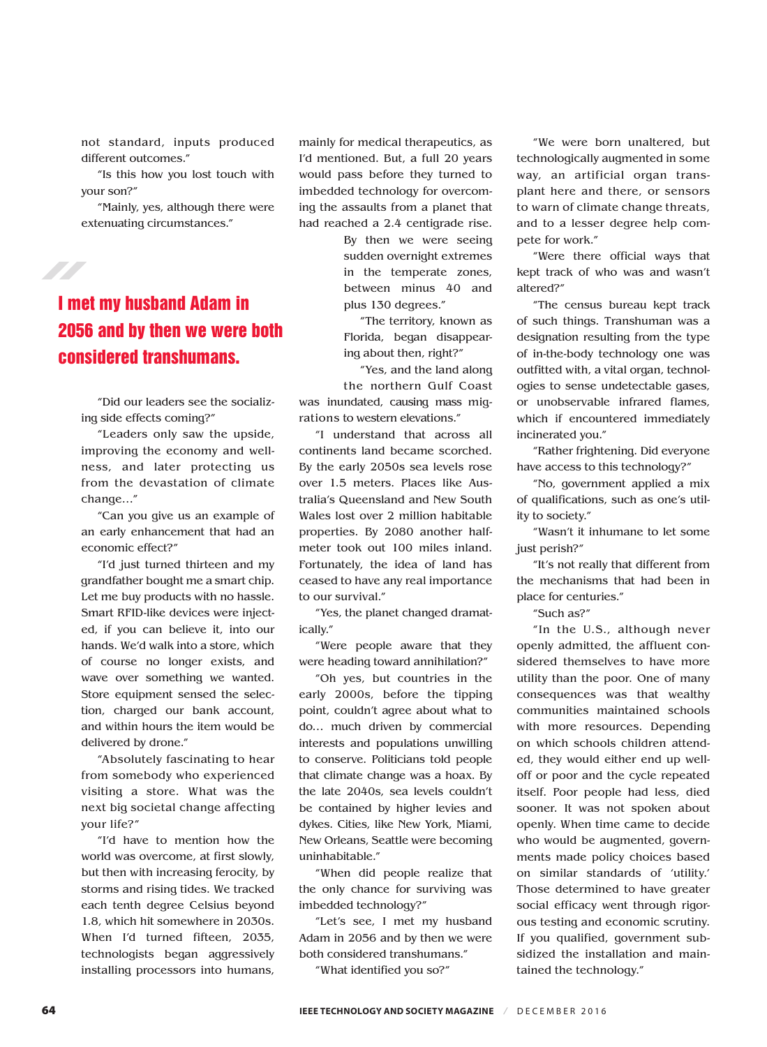not standard, inputs produced different outcomes."

"Is this how you lost touch with your son?"

"Mainly, yes, although there were extenuating circumstances."

> **I met my husband Adam in 2056 and by then we were both considered transhumans.**

"Did our leaders see the socializing side effects coming?"

"Leaders only saw the upside, improving the economy and wellness, and later protecting us from the devastation of climate change…"

"Can you give us an example of an early enhancement that had an economic effect?"

"I'd just turned thirteen and my grandfather bought me a smart chip. Let me buy products with no hassle. Smart RFID-like devices were injected, if you can believe it, into our hands. We'd walk into a store, which of course no longer exists, and wave over something we wanted. Store equipment sensed the selection, charged our bank account, and within hours the item would be delivered by drone."

"Absolutely fascinating to hear from somebody who experienced visiting a store. What was the next big societal change affecting your life?"

"I'd have to mention how the world was overcome, at first slowly, but then with increasing ferocity, by storms and rising tides. We tracked each tenth degree Celsius beyond 1.8, which hit somewhere in 2030s. When I'd turned fifteen, 2035, technologists began aggressively installing processors into humans, mainly for medical therapeutics, as I'd mentioned. But, a full 20 years would pass before they turned to imbedded technology for overcoming the assaults from a planet that had reached a 2.4 centigrade rise. By then we were seeing sudden overnight extremes in the temperate zones, between minus 40 and plus 130 degrees."

"The territory, known as Florida, began disappearing about then, right?"

"Yes, and the land along the northern Gulf Coast was inundated, causing mass migrations to western elevations."

"I understand that across all continents land became scorched. By the early 2050s sea levels rose over 1.5 meters. Places like Australia's Queensland and New South Wales lost over 2 million habitable properties. By 2080 another half-meter took out 100 miles inland. Fortunately, the idea of land has ceased to have any real importance to our survival."

"Yes, the planet changed dramatically."

"Were people aware that they were heading toward annihilation?"

"Oh yes, but countries in the early 2000s, before the tipping point, couldn't agree about what to do… much driven by commercial interests and populations unwilling to conserve. Politicians told people that climate change was a hoax. By the late 2040s, sea levels couldn't be contained by higher levies and dykes. Cities, like New York, Miami, New Orleans, Seattle were becoming uninhabitable."

"When did people realize that the only chance for surviving was imbedded technology?"

"Let's see, I met my husband Adam in 2056 and by then we were both considered transhumans."

"What identified you so?"

"We were born unaltered, but technologically augmented in some way, an artificial organ transplant here and there, or sensors to warn of climate change threats, and to a lesser degree help compete for work."

"Were there official ways that kept track of who was and wasn't altered?"

"The census bureau kept track of such things. Transhuman was a designation resulting from the type of in-the-body technology one was outfitted with, a vital organ, technologies to sense undetectable gases, or unobservable infrared flames, which if encountered immediately incinerated you."

"Rather frightening. Did everyone have access to this technology?"

"No, government applied a mix of qualifications, such as one's utility to society."

"Wasn't it inhumane to let some just perish?"

"It's not really that different from the mechanisms that had been in place for centuries."

"Such as?"

"In the U.S., although never openly admitted, the affluent considered themselves to have more utility than the poor. One of many consequences was that wealthy communities maintained schools with more resources. Depending on which schools children attended, they would either end up well-off or poor and the cycle repeated itself. Poor people had less, died sooner. It was not spoken about openly. When time came to decide who would be augmented, governments made policy choices based on similar standards of 'utility.' Those determined to have greater social efficacy went through rigorous testing and economic scrutiny. If you qualified, government subsidized the installation and maintained the technology."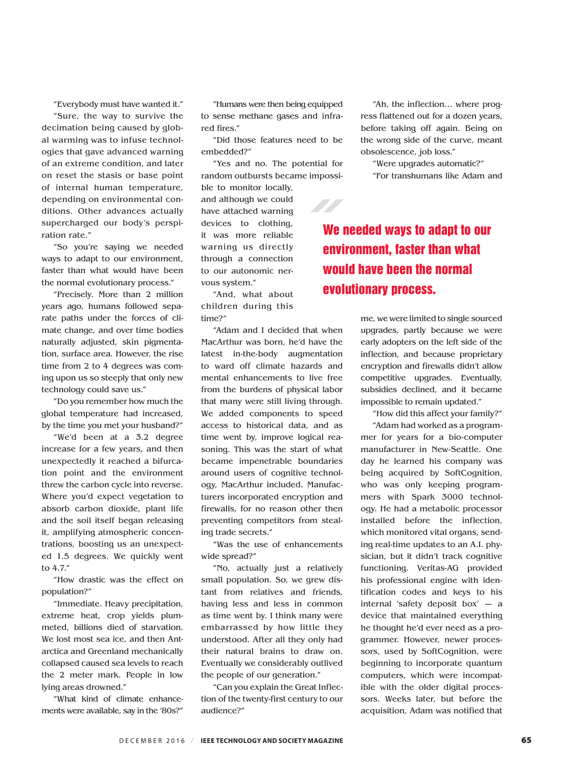"Everybody must have wanted it."

"Sure, the way to survive the decimation being caused by global warming was to infuse technologies that gave advanced warning of an extreme condition, and later on reset the stasis or base point of internal human temperature, depending on environmental conditions. Other advances actually supercharged our body's perspiration rate."

"So you're saying we needed ways to adapt to our environment, faster than what would have been the normal evolutionary process."

"Precisely. More than 2 million years ago, humans followed separate paths under the forces of climate change, and over time bodies naturally adjusted, skin pigmentation, surface area. However, the rise time from 2 to 4 degrees was coming upon us so steeply that only new technology could save us."

"Do you remember how much the global temperature had increased, by the time you met your husband?"

"We'd been at a 3.2 degree increase for a few years, and then unexpectedly it reached a bifurcation point and the environment threw the carbon cycle into reverse. Where you'd expect vegetation to absorb carbon dioxide, plant life and the soil itself began releasing it, amplifying atmospheric concentrations, boosting us an unexpected 1.5 degrees. We quickly went to 4.7."

"How drastic was the effect on population?"

"Immediate. Heavy precipitation, extreme heat, crop yields plummeted, billions died of starvation. We lost most sea ice, and then Antarctica and Greenland mechanically collapsed caused sea levels to reach the 2 meter mark. People in low lying areas drowned."

"What kind of climate enhancements were available, say in the '80s?"

"Humans were then being equipped to sense methane gases and infrared fires."

"Did those features need to be embedded?"

"Yes and no. The potential for random outbursts became impossible to monitor locally, and although we could have attached warning devices to clothing, it was more reliable warning us directly through a connection to our autonomic nervous system."

"And, what about children during this time?"

"Adam and I decided that when MacArthur was born, he'd have the latest in-the-body augmentation to ward off climate hazards and mental enhancements to live free from the burdens of physical labor that many were still living through. We added components to speed access to historical data, and as time went by, improve logical reasoning. This was the start of what became impenetrable boundaries around users of cognitive technology, MacArthur included. Manufacturers incorporated encryption and firewalls, for no reason other then preventing competitors from stealing trade secrets."

"Was the use of enhancements wide spread?"

"No, actually just a relatively small population. So, we grew distant from relatives and friends, having less and less in common as time went by. I think many were embarrassed by how little they understood. After all they only had their natural brains to draw on. Eventually we considerably outlived the people of our generation."

"Can you explain the Great Inflection of the twenty-first century to our audience?"

"Ah, the inflection... where progress flattened out for a dozen years, before taking off again. Being on the wrong side of the curve, meant obsolescence, job loss."

"Were upgrades automatic?"

"For transhumans like Adam and me, we were limited to single sourced upgrades, partly because we were early adopters on the left side of the inflection, and because proprietary encryption and firewalls didn't allow competitive upgrades. Eventually, subsidies declined, and it became impossible to remain updated."

> **We needed ways to adapt to our environment, faster than what would have been the normal evolutionary process.**

"How did this affect your family?"

"Adam had worked as a programmer for years for a bio-computer manufacturer in New-Seattle. One day he learned his company was being acquired by SoftCognition, who was only keeping programmers with Spark 3000 technology. He had a metabolic processor installed before the inflection, which monitored vital organs, sending real-time updates to an A.I. physician, but it didn't track cognitive functioning. Veritas-AG provided his professional engine with identification codes and keys to his internal 'safety deposit box' — a device that maintained everything he thought he'd ever need as a programmer. However, newer processors, used by SoftCognition, were beginning to incorporate quantum computers, which were incompatible with the older digital processors. Weeks later, but before the acquisition, Adam was notified that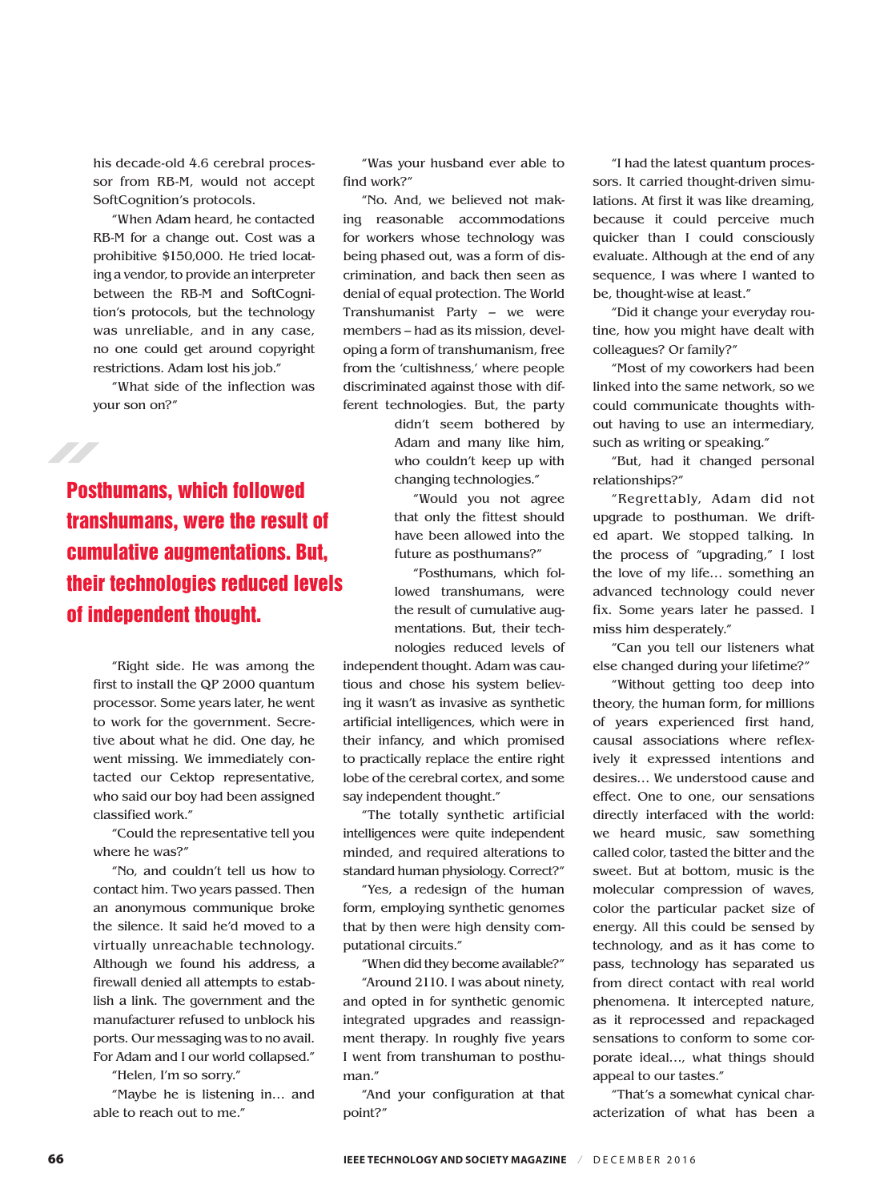his decade-old 4.6 cerebral processor from RB-M, would not accept SoftCognition's protocols.

"When Adam heard, he contacted RB-M for a change out. Cost was a prohibitive $150,000. He tried locating a vendor, to provide an interpreter between the RB-M and SoftCognition's protocols, but the technology was unreliable, and in any case, no one could get around copyright restrictions. Adam lost his job."

"What side of the inflection was your son on?"

> **Posthumans, which followed transhumans, were the result of cumulative augmentations. But, their technologies reduced levels of independent thought.**

"Right side. He was among the first to install the QP 2000 quantum processor. Some years later, he went to work for the government. Secretive about what he did. One day, he went missing. We immediately contacted our Cektop representative, who said our boy had been assigned classified work."

"Could the representative tell you where he was?"

"No, and couldn't tell us how to contact him. Two years passed. Then an anonymous communique broke the silence. It said he'd moved to a virtually unreachable technology. Although we found his address, a firewall denied all attempts to establish a link. The government and the manufacturer refused to unblock his ports. Our messaging was to no avail. For Adam and I our world collapsed."

"Helen, I'm so sorry."

"Maybe he is listening in… and able to reach out to me."

"Was your husband ever able to find work?"

"No. And, we believed not making reasonable accommodations for workers whose technology was being phased out, was a form of discrimination, and back then seen as denial of equal protection. The World Transhumanist Party – we were members – had as its mission, developing a form of transhumanism, free from the 'cultishness,' where people discriminated against those with different technologies. But, the party didn't seem bothered by Adam and many like him, who couldn't keep up with changing technologies."

"Would you not agree that only the fittest should have been allowed into the future as posthumans?"

"Posthumans, which followed transhumans, were the result of cumulative augmentations. But, their technologies reduced levels of independent thought. Adam was cautious and chose his system believing it wasn't as invasive as synthetic artificial intelligences, which were in their infancy, and which promised to practically replace the entire right lobe of the cerebral cortex, and some say independent thought."

"The totally synthetic artificial intelligences were quite independent minded, and required alterations to standard human physiology. Correct?"

"Yes, a redesign of the human form, employing synthetic genomes that by then were high density computational circuits."

"When did they become available?"

"Around 2110. I was about ninety, and opted in for synthetic genomic integrated upgrades and reassignment therapy. In roughly five years I went from transhuman to posthuman."

"And your configuration at that point?"

"I had the latest quantum processors. It carried thought-driven simulations. At first it was like dreaming, because it could perceive much quicker than I could consciously evaluate. Although at the end of any sequence, I was where I wanted to be, thought-wise at least."

"Did it change your everyday routine, how you might have dealt with colleagues? Or family?"

"Most of my coworkers had been linked into the same network, so we could communicate thoughts without having to use an intermediary, such as writing or speaking."

"But, had it changed personal relationships?"

"Regrettably, Adam did not upgrade to posthuman. We drifted apart. We stopped talking. In the process of "upgrading," I lost the love of my life… something an advanced technology could never fix. Some years later he passed. I miss him desperately."

"Can you tell our listeners what else changed during your lifetime?"

"Without getting too deep into theory, the human form, for millions of years experienced first hand, causal associations where reflexively it expressed intentions and desires… We understood cause and effect. One to one, our sensations directly interfaced with the world: we heard music, saw something called color, tasted the bitter and the sweet. But at bottom, music is the molecular compression of waves, color the particular packet size of energy. All this could be sensed by technology, and as it has come to pass, technology has separated us from direct contact with real world phenomena. It intercepted nature, as it reprocessed and repackaged sensations to conform to some corporate ideal…, what things should appeal to our tastes."

"That's a somewhat cynical characterization of what has been a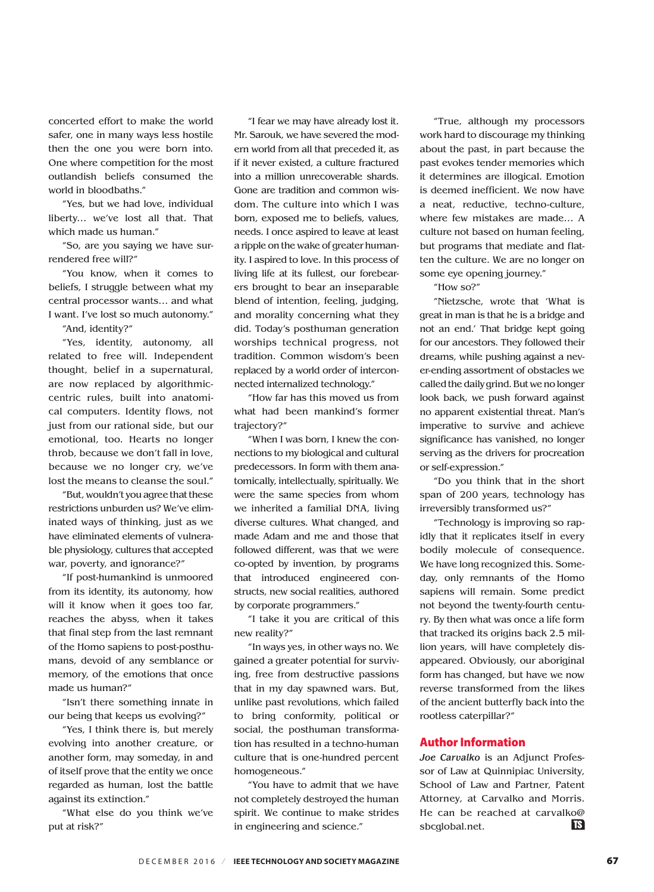concerted effort to make the world safer, one in many ways less hostile then the one you were born into. One where competition for the most outlandish beliefs consumed the world in bloodbaths."

"Yes, but we had love, individual liberty... we've lost all that. That which made us human."

"So, are you saying we have surrendered free will?"

"You know, when it comes to beliefs, I struggle between what my central processor wants... and what I want. I've lost so much autonomy."

"And, identity?"

"Yes, identity, autonomy, all related to free will. Independent thought, belief in a supernatural, are now replaced by algorithmic-centric rules, built into anatomical computers. Identity flows, not just from our rational side, but our emotional, too. Hearts no longer throb, because we don't fall in love, because we no longer cry, we've lost the means to cleanse the soul."

"But, wouldn't you agree that these restrictions unburden us? We've eliminated ways of thinking, just as we have eliminated elements of vulnerable physiology, cultures that accepted war, poverty, and ignorance?"

"If post-humankind is unmoored from its identity, its autonomy, how will it know when it goes too far, reaches the abyss, when it takes that final step from the last remnant of the Homo sapiens to post-posthumans, devoid of any semblance or memory, of the emotions that once made us human?"

"Isn't there something innate in our being that keeps us evolving?"

"Yes, I think there is, but merely evolving into another creature, or another form, may someday, in and of itself prove that the entity we once regarded as human, lost the battle against its extinction."

"What else do you think we've put at risk?"

"I fear we may have already lost it. Mr. Sarouk, we have severed the modern world from all that preceded it, as if it never existed, a culture fractured into a million unrecoverable shards. Gone are tradition and common wisdom. The culture into which I was born, exposed me to beliefs, values, needs. I once aspired to leave at least a ripple on the wake of greater humanity. I aspired to love. In this process of living life at its fullest, our forebearers brought to bear an inseparable blend of intention, feeling, judging, and morality concerning what they did. Today's posthuman generation worships technical progress, not tradition. Common wisdom's been replaced by a world order of interconnected internalized technology."

"How far has this moved us from what had been mankind's former trajectory?"

"When I was born, I knew the connections to my biological and cultural predecessors. In form with them anatomically, intellectually, spiritually. We were the same species from whom we inherited a familial DNA, living diverse cultures. What changed, and made Adam and me and those that followed different, was that we were co-opted by invention, by programs that introduced engineered constructs, new social realities, authored by corporate programmers."

"I take it you are critical of this new reality?"

"In ways yes, in other ways no. We gained a greater potential for surviving, free from destructive passions that in my day spawned wars. But, unlike past revolutions, which failed to bring conformity, political or social, the posthuman transformation has resulted in a techno-human culture that is one-hundred percent homogeneous."

"You have to admit that we have not completely destroyed the human spirit. We continue to make strides in engineering and science."

"True, although my processors work hard to discourage my thinking about the past, in part because the past evokes tender memories which it determines are illogical. Emotion is deemed inefficient. We now have a neat, reductive, techno-culture, where few mistakes are made... A culture not based on human feeling, but programs that mediate and flatten the culture. We are no longer on some eye opening journey."

"How so?"

"Nietzsche, wrote that 'What is great in man is that he is a bridge and not an end.' That bridge kept going for our ancestors. They followed their dreams, while pushing against a never-ending assortment of obstacles we called the daily grind. But we no longer look back, we push forward against no apparent existential threat. Man's imperative to survive and achieve significance has vanished, no longer serving as the drivers for procreation or self-expression."

"Do you think that in the short span of 200 years, technology has irreversibly transformed us?"

"Technology is improving so rapidly that it replicates itself in every bodily molecule of consequence. We have long recognized this. Someday, only remnants of the Homo sapiens will remain. Some predict not beyond the twenty-fourth century. By then what was once a life form that tracked its origins back 2.5 million years, will have completely disappeared. Obviously, our aboriginal form has changed, but have we now reverse transformed from the likes of the ancient butterfly back into the rootless caterpillar?"

## Author Information

*Joe Carvalko* is an Adjunct Professor of Law at Quinnipiac University, School of Law and Partner, Patent Attorney, at Carvalko and Morris. He can be reached at carvalko@sbcglobal.net.